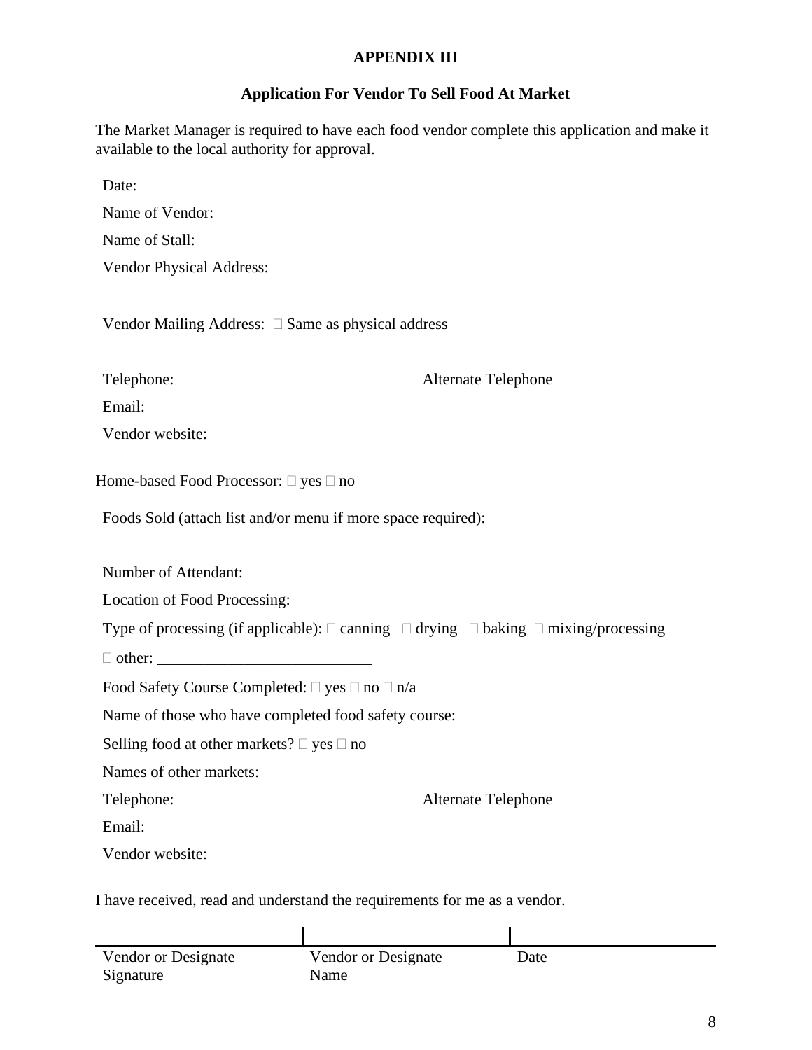**APPENDIX III**

**Application For Vendor To Sell Food At Market**

The Market Manager is required to have each food vendor complete this application and make it available to the local authority for approval.

Date:

Name of Vendor:

Name of Stall:

Vendor Physical Address:

Vendor Mailing Address: ☐ Same as physical address

Telephone: Alternate Telephone

Email:

Vendor website:

Home-based Food Processor: ☐ yes ☐ no

Foods Sold (attach list and/or menu if more space required):

Number of Attendant:

Location of Food Processing:

Type of processing (if applicable): ☐ canning ☐ drying ☐ baking ☐ mixing/processing

☐ other: ___________________________

Food Safety Course Completed: ☐ yes ☐ no ☐ n/a

Name of those who have completed food safety course:

Selling food at other markets? ☐ yes ☐ no

Names of other markets:

Telephone: Alternate Telephone

Email:

Vendor website:

I have received, read and understand the requirements for me as a vendor.

| Vendor or Designate Signature | Vendor or Designate Name | Date |
|---|---|---|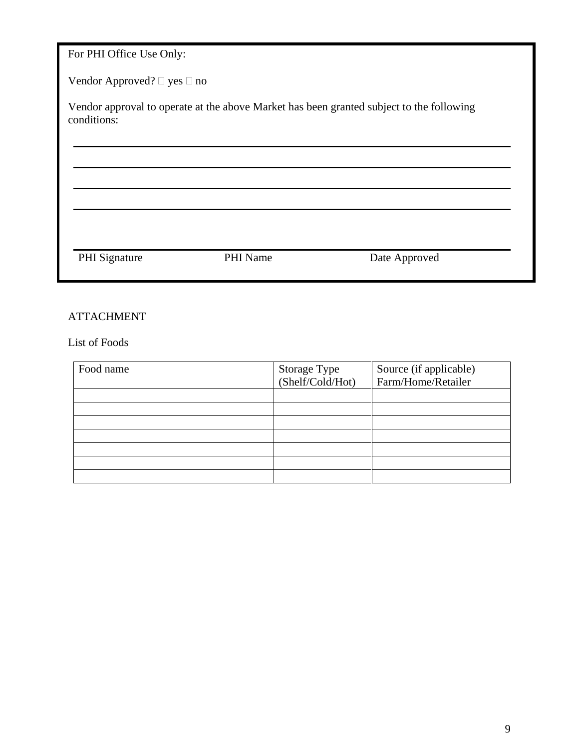For PHI Office Use Only:

Vendor Approved? ☐ yes ☐ no

Vendor approval to operate at the above Market has been granted subject to the following conditions:

\_\_\_\_\_\_\_\_\_\_\_\_\_\_\_\_\_\_\_\_\_\_\_\_\_\_\_\_\_\_\_\_\_\_\_\_\_\_\_\_\_\_\_\_\_\_\_\_\_\_\_\_\_\_\_\_\_\_\_\_

\_\_\_\_\_\_\_\_\_\_\_\_\_\_\_\_\_\_\_\_\_\_\_\_\_\_\_\_\_\_\_\_\_\_\_\_\_\_\_\_\_\_\_\_\_\_\_\_\_\_\_\_\_\_\_\_\_\_\_\_

\_\_\_\_\_\_\_\_\_\_\_\_\_\_\_\_\_\_\_\_\_\_\_\_\_\_\_\_\_\_\_\_\_\_\_\_\_\_\_\_\_\_\_\_\_\_\_\_\_\_\_\_\_\_\_\_\_\_\_\_

\_\_\_\_\_\_\_\_\_\_\_\_\_\_\_\_\_\_\_\_\_\_\_\_\_\_\_\_\_\_\_\_\_\_\_\_\_\_\_\_\_\_\_\_\_\_\_\_\_\_\_\_\_\_\_\_\_\_\_\_

\_\_\_\_\_\_\_\_\_\_\_\_\_\_\_\_\_\_\_\_\_\_\_\_\_\_\_\_\_\_\_\_\_\_\_\_\_\_\_\_\_\_\_\_\_\_\_\_\_\_\_\_\_\_\_\_\_\_\_\_

PHI Signature PHI Name Date Approved

ATTACHMENT

List of Foods

| Food name | Storage Type (Shelf/Cold/Hot) | Source (if applicable) Farm/Home/Retailer |
|---|---|---|
| | | |
| | | |
| | | |
| | | |
| | | |
| | | |
| | | |